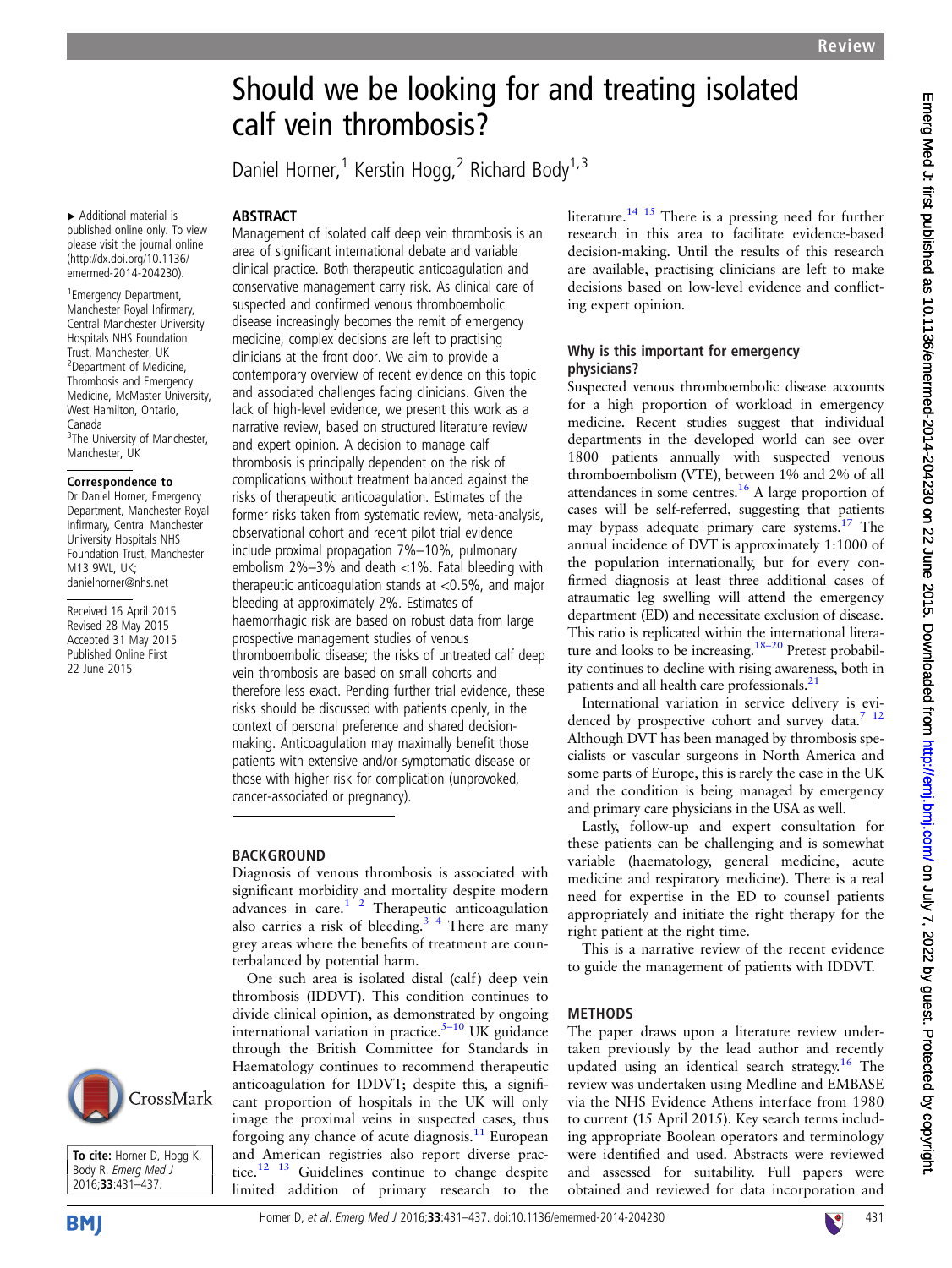# Should we be looking for and treating isolated calf vein thrombosis?

Daniel Horner,[1] Kerstin Hogg,[2] Richard Body[1,3]

▸ Additional material is published online only. To view please visit the journal online (http://dx.doi.org/10.1136/emermed-2014-204230).

[1]Emergency Department, Manchester Royal Infirmary, Central Manchester University Hospitals NHS Foundation Trust, Manchester, UK
[2]Department of Medicine, Thrombosis and Emergency Medicine, McMaster University, West Hamilton, Ontario, Canada
[3]The University of Manchester, Manchester, UK

**Correspondence to**
Dr Daniel Horner, Emergency Department, Manchester Royal Infirmary, Central Manchester University Hospitals NHS Foundation Trust, Manchester M13 9WL, UK; danielhorner@nhs.net

Received 16 April 2015
Revised 28 May 2015
Accepted 31 May 2015
Published Online First 22 June 2015

**To cite:** Horner D, Hogg K, Body R. *Emerg Med J* 2016;**33**:431–437.

## ABSTRACT

Management of isolated calf deep vein thrombosis is an area of significant international debate and variable clinical practice. Both therapeutic anticoagulation and conservative management carry risk. As clinical care of suspected and confirmed venous thromboembolic disease increasingly becomes the remit of emergency medicine, complex decisions are left to practising clinicians at the front door. We aim to provide a contemporary overview of recent evidence on this topic and associated challenges facing clinicians. Given the lack of high-level evidence, we present this work as a narrative review, based on structured literature review and expert opinion. A decision to manage calf thrombosis is principally dependent on the risk of complications without treatment balanced against the risks of therapeutic anticoagulation. Estimates of the former risks taken from systematic review, meta-analysis, observational cohort and recent pilot trial evidence include proximal propagation 7%–10%, pulmonary embolism 2%–3% and death <1%. Fatal bleeding with therapeutic anticoagulation stands at <0.5%, and major bleeding at approximately 2%. Estimates of haemorrhagic risk are based on robust data from large prospective management studies of venous thromboembolic disease; the risks of untreated calf deep vein thrombosis are based on small cohorts and therefore less exact. Pending further trial evidence, these risks should be discussed with patients openly, in the context of personal preference and shared decision-making. Anticoagulation may maximally benefit those patients with extensive and/or symptomatic disease or those with higher risk for complication (unprovoked, cancer-associated or pregnancy).

## BACKGROUND

Diagnosis of venous thrombosis is associated with significant morbidity and mortality despite modern advances in care.[1,2] Therapeutic anticoagulation also carries a risk of bleeding.[3,4] There are many grey areas where the benefits of treatment are counterbalanced by potential harm.

One such area is isolated distal (calf) deep vein thrombosis (IDDVT). This condition continues to divide clinical opinion, as demonstrated by ongoing international variation in practice.[5–10] UK guidance through the British Committee for Standards in Haematology continues to recommend therapeutic anticoagulation for IDDVT; despite this, a significant proportion of hospitals in the UK will only image the proximal veins in suspected cases, thus forgoing any chance of acute diagnosis.[11] European and American registries also report diverse practice.[12,13] Guidelines continue to change despite limited addition of primary research to the literature.[14,15] There is a pressing need for further research in this area to facilitate evidence-based decision-making. Until the results of this research are available, practising clinicians are left to make decisions based on low-level evidence and conflicting expert opinion.

### Why is this important for emergency physicians?

Suspected venous thromboembolic disease accounts for a high proportion of workload in emergency medicine. Recent studies suggest that individual departments in the developed world can see over 1800 patients annually with suspected venous thromboembolism (VTE), between 1% and 2% of all attendances in some centres.[16] A large proportion of cases will be self-referred, suggesting that patients may bypass adequate primary care systems.[17] The annual incidence of DVT is approximately 1:1000 of the population internationally, but for every confirmed diagnosis at least three additional cases of atraumatic leg swelling will attend the emergency department (ED) and necessitate exclusion of disease. This ratio is replicated within the international literature and looks to be increasing.[18–20] Pretest probability continues to decline with rising awareness, both in patients and all health care professionals.[21]

International variation in service delivery is evidenced by prospective cohort and survey data.[7,12] Although DVT has been managed by thrombosis specialists or vascular surgeons in North America and some parts of Europe, this is rarely the case in the UK and the condition is being managed by emergency and primary care physicians in the USA as well.

Lastly, follow-up and expert consultation for these patients can be challenging and is somewhat variable (haematology, general medicine, acute medicine and respiratory medicine). There is a real need for expertise in the ED to counsel patients appropriately and initiate the right therapy for the right patient at the right time.

This is a narrative review of the recent evidence to guide the management of patients with IDDVT.

## METHODS

The paper draws upon a literature review undertaken previously by the lead author and recently updated using an identical search strategy.[16] The review was undertaken using Medline and EMBASE via the NHS Evidence Athens interface from 1980 to current (15 April 2015). Key search terms including appropriate Boolean operators and terminology were identified and used. Abstracts were reviewed and assessed for suitability. Full papers were obtained and reviewed for data incorporation and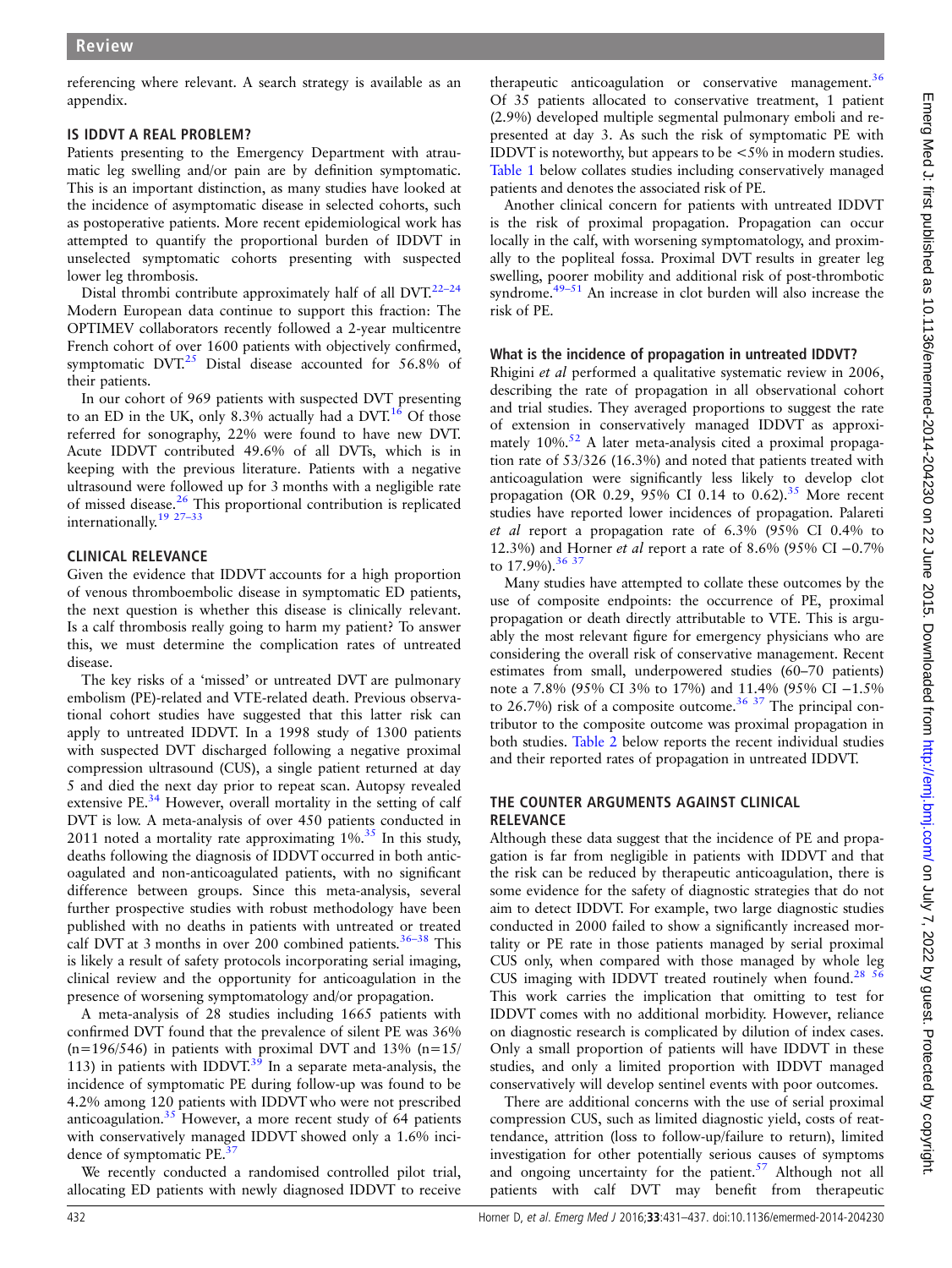referencing where relevant. A search strategy is available as an appendix.

## IS IDDVT A REAL PROBLEM?

Patients presenting to the Emergency Department with atraumatic leg swelling and/or pain are by definition symptomatic. This is an important distinction, as many studies have looked at the incidence of asymptomatic disease in selected cohorts, such as postoperative patients. More recent epidemiological work has attempted to quantify the proportional burden of IDDVT in unselected symptomatic cohorts presenting with suspected lower leg thrombosis.

Distal thrombi contribute approximately half of all DVT.[22–24] Modern European data continue to support this fraction: The OPTIMEV collaborators recently followed a 2-year multicentre French cohort of over 1600 patients with objectively confirmed, symptomatic DVT.[25] Distal disease accounted for 56.8% of their patients.

In our cohort of 969 patients with suspected DVT presenting to an ED in the UK, only 8.3% actually had a DVT.[16] Of those referred for sonography, 22% were found to have new DVT. Acute IDDVT contributed 49.6% of all DVTs, which is in keeping with the previous literature. Patients with a negative ultrasound were followed up for 3 months with a negligible rate of missed disease.[26] This proportional contribution is replicated internationally.[19 27–33]

## CLINICAL RELEVANCE

Given the evidence that IDDVT accounts for a high proportion of venous thromboembolic disease in symptomatic ED patients, the next question is whether this disease is clinically relevant. Is a calf thrombosis really going to harm my patient? To answer this, we must determine the complication rates of untreated disease.

The key risks of a 'missed' or untreated DVT are pulmonary embolism (PE)-related and VTE-related death. Previous observational cohort studies have suggested that this latter risk can apply to untreated IDDVT. In a 1998 study of 1300 patients with suspected DVT discharged following a negative proximal compression ultrasound (CUS), a single patient returned at day 5 and died the next day prior to repeat scan. Autopsy revealed extensive PE.[34] However, overall mortality in the setting of calf DVT is low. A meta-analysis of over 450 patients conducted in 2011 noted a mortality rate approximating 1%.[35] In this study, deaths following the diagnosis of IDDVT occurred in both anticoagulated and non-anticoagulated patients, with no significant difference between groups. Since this meta-analysis, several further prospective studies with robust methodology have been published with no deaths in patients with untreated or treated calf DVT at 3 months in over 200 combined patients.[36–38] This is likely a result of safety protocols incorporating serial imaging, clinical review and the opportunity for anticoagulation in the presence of worsening symptomatology and/or propagation.

A meta-analysis of 28 studies including 1665 patients with confirmed DVT found that the prevalence of silent PE was 36% (n=196/546) in patients with proximal DVT and 13% (n=15/113) in patients with IDDVT.[39] In a separate meta-analysis, the incidence of symptomatic PE during follow-up was found to be 4.2% among 120 patients with IDDVT who were not prescribed anticoagulation.[35] However, a more recent study of 64 patients with conservatively managed IDDVT showed only a 1.6% incidence of symptomatic PE.[37]

We recently conducted a randomised controlled pilot trial, allocating ED patients with newly diagnosed IDDVT to receive therapeutic anticoagulation or conservative management.[36] Of 35 patients allocated to conservative treatment, 1 patient (2.9%) developed multiple segmental pulmonary emboli and re-presented at day 3. As such the risk of symptomatic PE with IDDVT is noteworthy, but appears to be <5% in modern studies. Table 1 below collates studies including conservatively managed patients and denotes the associated risk of PE.

Another clinical concern for patients with untreated IDDVT is the risk of proximal propagation. Propagation can occur locally in the calf, with worsening symptomatology, and proximally to the popliteal fossa. Proximal DVT results in greater leg swelling, poorer mobility and additional risk of post-thrombotic syndrome.[49–51] An increase in clot burden will also increase the risk of PE.

### What is the incidence of propagation in untreated IDDVT?

Rhigini *et al* performed a qualitative systematic review in 2006, describing the rate of propagation in all observational cohort and trial studies. They averaged proportions to suggest the rate of extension in conservatively managed IDDVT as approximately 10%.[52] A later meta-analysis cited a proximal propagation rate of 53/326 (16.3%) and noted that patients treated with anticoagulation were significantly less likely to develop clot propagation (OR 0.29, 95% CI 0.14 to 0.62).[35] More recent studies have reported lower incidences of propagation. Palareti *et al* report a propagation rate of 6.3% (95% CI 0.4% to 12.3%) and Horner *et al* report a rate of 8.6% (95% CI −0.7% to 17.9%).[36 37]

Many studies have attempted to collate these outcomes by the use of composite endpoints: the occurrence of PE, proximal propagation or death directly attributable to VTE. This is arguably the most relevant figure for emergency physicians who are considering the overall risk of conservative management. Recent estimates from small, underpowered studies (60–70 patients) note a 7.8% (95% CI 3% to 17%) and 11.4% (95% CI −1.5% to 26.7%) risk of a composite outcome.[36 37] The principal contributor to the composite outcome was proximal propagation in both studies. Table 2 below reports the recent individual studies and their reported rates of propagation in untreated IDDVT.

## THE COUNTER ARGUMENTS AGAINST CLINICAL RELEVANCE

Although these data suggest that the incidence of PE and propagation is far from negligible in patients with IDDVT and that the risk can be reduced by therapeutic anticoagulation, there is some evidence for the safety of diagnostic strategies that do not aim to detect IDDVT. For example, two large diagnostic studies conducted in 2000 failed to show a significantly increased mortality or PE rate in those patients managed by serial proximal CUS only, when compared with those managed by whole leg CUS imaging with IDDVT treated routinely when found.[28 56] This work carries the implication that omitting to test for IDDVT comes with no additional morbidity. However, reliance on diagnostic research is complicated by dilution of index cases. Only a small proportion of patients will have IDDVT in these studies, and only a limited proportion with IDDVT managed conservatively will develop sentinel events with poor outcomes.

There are additional concerns with the use of serial proximal compression CUS, such as limited diagnostic yield, costs of reattendance, attrition (loss to follow-up/failure to return), limited investigation for other potentially serious causes of symptoms and ongoing uncertainty for the patient.[57] Although not all patients with calf DVT may benefit from therapeutic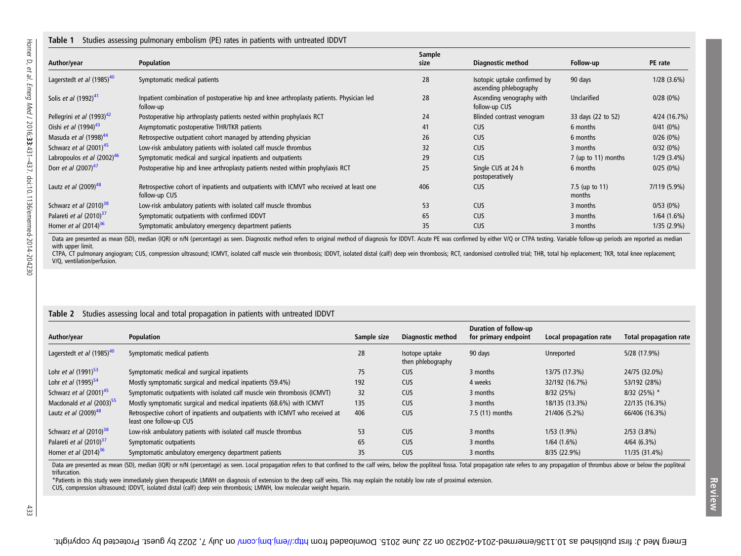**Table 1** Studies assessing pulmonary embolism (PE) rates in patients with untreated IDDVT

| Author/year | Population | Sample size | Diagnostic method | Follow-up | PE rate |
|---|---|---|---|---|---|
| Lagerstedt *et al* (1985)[40] | Symptomatic medical patients | 28 | Isotopic uptake confirmed by ascending phlebography | 90 days | 1/28 (3.6%) |
| Solis *et al* (1992)[41] | Inpatient combination of postoperative hip and knee arthroplasty patients. Physician led follow-up | 28 | Ascending venography with follow-up CUS | Unclarified | 0/28 (0%) |
| Pellegrini *et al* (1993)[42] | Postoperative hip arthroplasty patients nested within prophylaxis RCT | 24 | Blinded contrast venogram | 33 days (22 to 52) | 4/24 (16.7%) |
| Oishi *et al* (1994)[43] | Asymptomatic postoperative THR/TKR patients | 41 | CUS | 6 months | 0/41 (0%) |
| Masuda *et al* (1998)[44] | Retrospective outpatient cohort managed by attending physician | 26 | CUS | 6 months | 0/26 (0%) |
| Schwarz *et al* (2001)[45] | Low-risk ambulatory patients with isolated calf muscle thrombus | 32 | CUS | 3 months | 0/32 (0%) |
| Labropoulos *et al* (2002)[46] | Symptomatic medical and surgical inpatients and outpatients | 29 | CUS | 7 (up to 11) months | 1/29 (3.4%) |
| Dorr *et al* (2007)[47] | Postoperative hip and knee arthroplasty patients nested within prophylaxis RCT | 25 | Single CUS at 24 h postoperatively | 6 months | 0/25 (0%) |
| Lautz *et al* (2009)[48] | Retrospective cohort of inpatients and outpatients with ICMVT who received at least one follow-up CUS | 406 | CUS | 7.5 (up to 11) months | 7/119 (5.9%) |
| Schwarz *et al* (2010)[38] | Low-risk ambulatory patients with isolated calf muscle thrombus | 53 | CUS | 3 months | 0/53 (0%) |
| Palareti *et al* (2010)[37] | Symptomatic outpatients with confirmed IDDVT | 65 | CUS | 3 months | 1/64 (1.6%) |
| Horner *et al* (2014)[36] | Symptomatic ambulatory emergency department patients | 35 | CUS | 3 months | 1/35 (2.9%) |

Data are presented as mean (SD), median (IQR) or n/N (percentage) as seen. Diagnostic method refers to original method of diagnosis for IDDVT. Acute PE was confirmed by either V/Q or CTPA testing. Variable follow-up periods are reported as median with upper limit.
CTPA, CT pulmonary angiogram; CUS, compression ultrasound; ICMVT, isolated calf muscle vein thrombosis; IDDVT, isolated distal (calf) deep vein thrombosis; RCT, randomised controlled trial; THR, total hip replacement; TKR, total knee replacement; V/Q, ventilation/perfusion.

**Table 2** Studies assessing local and total propagation in patients with untreated IDDVT

| Author/year | Population | Sample size | Diagnostic method | Duration of follow-up for primary endpoint | Local propagation rate | Total propagation rate |
|---|---|---|---|---|---|---|
| Lagerstedt *et al* (1985)[40] | Symptomatic medical patients | 28 | Isotope uptake then phlebography | 90 days | Unreported | 5/28 (17.9%) |
| Lohr *et al* (1991)[53] | Symptomatic medical and surgical inpatients | 75 | CUS | 3 months | 13/75 (17.3%) | 24/75 (32.0%) |
| Lohr *et al* (1995)[54] | Mostly symptomatic surgical and medical inpatients (59.4%) | 192 | CUS | 4 weeks | 32/192 (16.7%) | 53/192 (28%) |
| Schwarz *et al* (2001)[45] | Symptomatic outpatients with isolated calf muscle vein thrombosis (ICMVT) | 32 | CUS | 3 months | 8/32 (25%) | 8/32 (25%) * |
| Macdonald *et al* (2003)[55] | Mostly symptomatic surgical and medical inpatients (68.6%) with ICMVT | 135 | CUS | 3 months | 18/135 (13.3%) | 22/135 (16.3%) |
| Lautz *et al* (2009)[48] | Retrospective cohort of inpatients and outpatients with ICMVT who received at least one follow-up CUS | 406 | CUS | 7.5 (11) months | 21/406 (5.2%) | 66/406 (16.3%) |
| Schwarz *et al* (2010)[38] | Low-risk ambulatory patients with isolated calf muscle thrombus | 53 | CUS | 3 months | 1/53 (1.9%) | 2/53 (3.8%) |
| Palareti *et al* (2010)[37] | Symptomatic outpatients | 65 | CUS | 3 months | 1/64 (1.6%) | 4/64 (6.3%) |
| Horner *et al* (2014)[36] | Symptomatic ambulatory emergency department patients | 35 | CUS | 3 months | 8/35 (22.9%) | 11/35 (31.4%) |

Data are presented as mean (SD), median (IQR) or n/N (percentage) as seen. Local propagation refers to that confined to the calf veins, below the popliteal fossa. Total propagation rate refers to any propagation of thrombus above or below the popliteal trifurcation.
*Patients in this study were immediately given therapeutic LMWH on diagnosis of extension to the deep calf veins. This may explain the notably low rate of proximal extension.
CUS, compression ultrasound; IDDVT, isolated distal (calf) deep vein thrombosis; LMWH, low molecular weight heparin.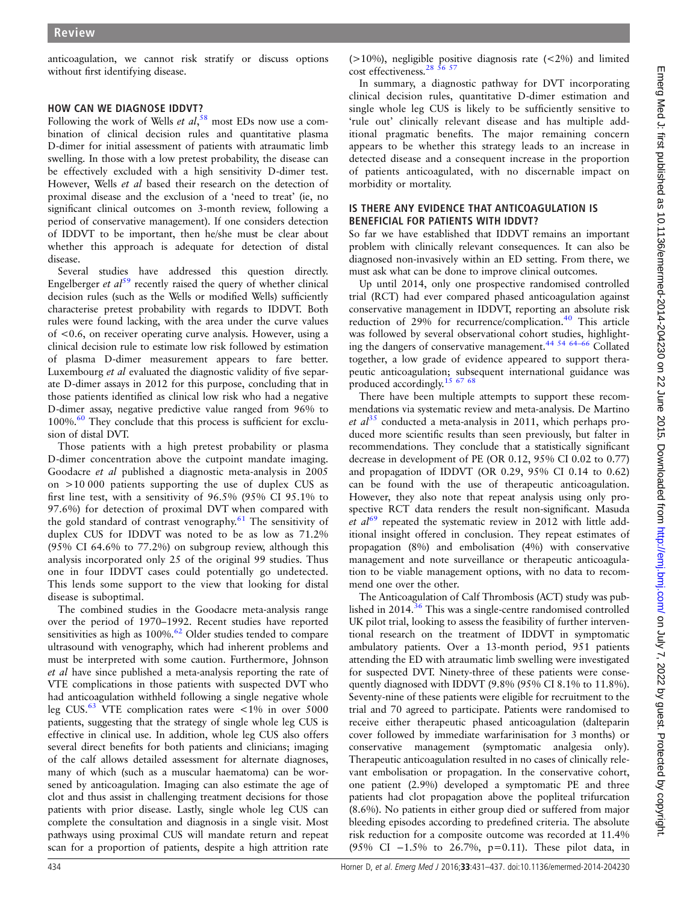anticoagulation, we cannot risk stratify or discuss options without first identifying disease.

## HOW CAN WE DIAGNOSE IDDVT?

Following the work of Wells *et al*,[58] most EDs now use a combination of clinical decision rules and quantitative plasma D-dimer for initial assessment of patients with atraumatic limb swelling. In those with a low pretest probability, the disease can be effectively excluded with a high sensitivity D-dimer test. However, Wells *et al* based their research on the detection of proximal disease and the exclusion of a 'need to treat' (ie, no significant clinical outcomes on 3-month review, following a period of conservative management). If one considers detection of IDDVT to be important, then he/she must be clear about whether this approach is adequate for detection of distal disease.

Several studies have addressed this question directly. Engelberger *et al*[59] recently raised the query of whether clinical decision rules (such as the Wells or modified Wells) sufficiently characterise pretest probability with regards to IDDVT. Both rules were found lacking, with the area under the curve values of <0.6, on receiver operating curve analysis. However, using a clinical decision rule to estimate low risk followed by estimation of plasma D-dimer measurement appears to fare better. Luxembourg *et al* evaluated the diagnostic validity of five separate D-dimer assays in 2012 for this purpose, concluding that in those patients identified as clinical low risk who had a negative D-dimer assay, negative predictive value ranged from 96% to 100%.[60] They conclude that this process is sufficient for exclusion of distal DVT.

Those patients with a high pretest probability or plasma D-dimer concentration above the cutpoint mandate imaging. Goodacre *et al* published a diagnostic meta-analysis in 2005 on >10 000 patients supporting the use of duplex CUS as first line test, with a sensitivity of 96.5% (95% CI 95.1% to 97.6%) for detection of proximal DVT when compared with the gold standard of contrast venography.[61] The sensitivity of duplex CUS for IDDVT was noted to be as low as 71.2% (95% CI 64.6% to 77.2%) on subgroup review, although this analysis incorporated only 25 of the original 99 studies. Thus one in four IDDVT cases could potentially go undetected. This lends some support to the view that looking for distal disease is suboptimal.

The combined studies in the Goodacre meta-analysis range over the period of 1970–1992. Recent studies have reported sensitivities as high as 100%.[62] Older studies tended to compare ultrasound with venography, which had inherent problems and must be interpreted with some caution. Furthermore, Johnson *et al* have since published a meta-analysis reporting the rate of VTE complications in those patients with suspected DVT who had anticoagulation withheld following a single negative whole leg CUS.[63] VTE complication rates were <1% in over 5000 patients, suggesting that the strategy of single whole leg CUS is effective in clinical use. In addition, whole leg CUS also offers several direct benefits for both patients and clinicians; imaging of the calf allows detailed assessment for alternate diagnoses, many of which (such as a muscular haematoma) can be worsened by anticoagulation. Imaging can also estimate the age of clot and thus assist in challenging treatment decisions for those patients with prior disease. Lastly, single whole leg CUS can complete the consultation and diagnosis in a single visit. Most pathways using proximal CUS will mandate return and repeat scan for a proportion of patients, despite a high attrition rate (>10%), negligible positive diagnosis rate (<2%) and limited cost effectiveness.[28 56 57]

In summary, a diagnostic pathway for DVT incorporating clinical decision rules, quantitative D-dimer estimation and single whole leg CUS is likely to be sufficiently sensitive to 'rule out' clinically relevant disease and has multiple additional pragmatic benefits. The major remaining concern appears to be whether this strategy leads to an increase in detected disease and a consequent increase in the proportion of patients anticoagulated, with no discernable impact on morbidity or mortality.

## IS THERE ANY EVIDENCE THAT ANTICOAGULATION IS BENEFICIAL FOR PATIENTS WITH IDDVT?

So far we have established that IDDVT remains an important problem with clinically relevant consequences. It can also be diagnosed non-invasively within an ED setting. From there, we must ask what can be done to improve clinical outcomes.

Up until 2014, only one prospective randomised controlled trial (RCT) had ever compared phased anticoagulation against conservative management in IDDVT, reporting an absolute risk reduction of 29% for recurrence/complication.[40] This article was followed by several observational cohort studies, highlighting the dangers of conservative management.[44 54 64–66] Collated together, a low grade of evidence appeared to support therapeutic anticoagulation; subsequent international guidance was produced accordingly.[15 67 68]

There have been multiple attempts to support these recommendations via systematic review and meta-analysis. De Martino *et al*[35] conducted a meta-analysis in 2011, which perhaps produced more scientific results than seen previously, but falter in recommendations. They conclude that a statistically significant decrease in development of PE (OR 0.12, 95% CI 0.02 to 0.77) and propagation of IDDVT (OR 0.29, 95% CI 0.14 to 0.62) can be found with the use of therapeutic anticoagulation. However, they also note that repeat analysis using only prospective RCT data renders the result non-significant. Masuda *et al*[69] repeated the systematic review in 2012 with little additional insight offered in conclusion. They repeat estimates of propagation (8%) and embolisation (4%) with conservative management and note surveillance or therapeutic anticoagulation to be viable management options, with no data to recommend one over the other.

The Anticoagulation of Calf Thrombosis (ACT) study was published in 2014.[36] This was a single-centre randomised controlled UK pilot trial, looking to assess the feasibility of further interventional research on the treatment of IDDVT in symptomatic ambulatory patients. Over a 13-month period, 951 patients attending the ED with atraumatic limb swelling were investigated for suspected DVT. Ninety-three of these patients were consequently diagnosed with IDDVT (9.8% (95% CI 8.1% to 11.8%). Seventy-nine of these patients were eligible for recruitment to the trial and 70 agreed to participate. Patients were randomised to receive either therapeutic phased anticoagulation (dalteparin cover followed by immediate warfarinisation for 3 months) or conservative management (symptomatic analgesia only). Therapeutic anticoagulation resulted in no cases of clinically relevant embolisation or propagation. In the conservative cohort, one patient (2.9%) developed a symptomatic PE and three patients had clot propagation above the popliteal trifurcation (8.6%). No patients in either group died or suffered from major bleeding episodes according to predefined criteria. The absolute risk reduction for a composite outcome was recorded at 11.4% (95% CI −1.5% to 26.7%, p=0.11). These pilot data, in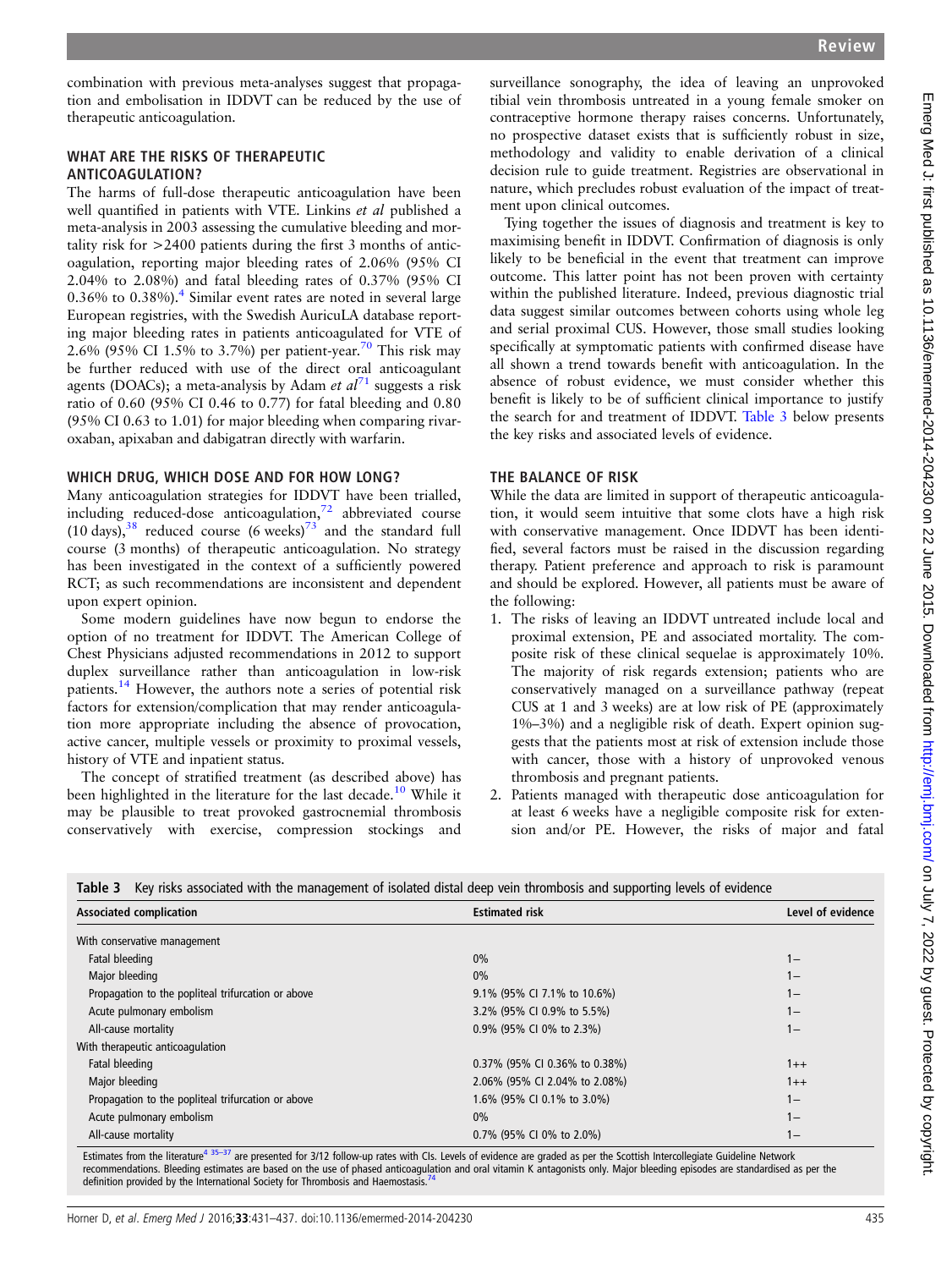combination with previous meta-analyses suggest that propagation and embolisation in IDDVT can be reduced by the use of therapeutic anticoagulation.

## WHAT ARE THE RISKS OF THERAPEUTIC ANTICOAGULATION?

The harms of full-dose therapeutic anticoagulation have been well quantified in patients with VTE. Linkins *et al* published a meta-analysis in 2003 assessing the cumulative bleeding and mortality risk for >2400 patients during the first 3 months of anticoagulation, reporting major bleeding rates of 2.06% (95% CI 2.04% to 2.08%) and fatal bleeding rates of 0.37% (95% CI 0.36% to 0.38%).[4] Similar event rates are noted in several large European registries, with the Swedish AuricuLA database reporting major bleeding rates in patients anticoagulated for VTE of 2.6% (95% CI 1.5% to 3.7%) per patient-year.[70] This risk may be further reduced with use of the direct oral anticoagulant agents (DOACs); a meta-analysis by Adam *et al*[71] suggests a risk ratio of 0.60 (95% CI 0.46 to 0.77) for fatal bleeding and 0.80 (95% CI 0.63 to 1.01) for major bleeding when comparing rivaroxaban, apixaban and dabigatran directly with warfarin.

## WHICH DRUG, WHICH DOSE AND FOR HOW LONG?

Many anticoagulation strategies for IDDVT have been trialled, including reduced-dose anticoagulation,[72] abbreviated course (10 days),[38] reduced course (6 weeks)[73] and the standard full course (3 months) of therapeutic anticoagulation. No strategy has been investigated in the context of a sufficiently powered RCT; as such recommendations are inconsistent and dependent upon expert opinion.

Some modern guidelines have now begun to endorse the option of no treatment for IDDVT. The American College of Chest Physicians adjusted recommendations in 2012 to support duplex surveillance rather than anticoagulation in low-risk patients.[14] However, the authors note a series of potential risk factors for extension/complication that may render anticoagulation more appropriate including the absence of provocation, active cancer, multiple vessels or proximity to proximal vessels, history of VTE and inpatient status.

The concept of stratified treatment (as described above) has been highlighted in the literature for the last decade.[10] While it may be plausible to treat provoked gastrocnemial thrombosis conservatively with exercise, compression stockings and surveillance sonography, the idea of leaving an unprovoked tibial vein thrombosis untreated in a young female smoker on contraceptive hormone therapy raises concerns. Unfortunately, no prospective dataset exists that is sufficiently robust in size, methodology and validity to enable derivation of a clinical decision rule to guide treatment. Registries are observational in nature, which precludes robust evaluation of the impact of treatment upon clinical outcomes.

Tying together the issues of diagnosis and treatment is key to maximising benefit in IDDVT. Confirmation of diagnosis is only likely to be beneficial in the event that treatment can improve outcome. This latter point has not been proven with certainty within the published literature. Indeed, previous diagnostic trial data suggest similar outcomes between cohorts using whole leg and serial proximal CUS. However, those small studies looking specifically at symptomatic patients with confirmed disease have all shown a trend towards benefit with anticoagulation. In the absence of robust evidence, we must consider whether this benefit is likely to be of sufficient clinical importance to justify the search for and treatment of IDDVT. Table 3 below presents the key risks and associated levels of evidence.

## THE BALANCE OF RISK

While the data are limited in support of therapeutic anticoagulation, it would seem intuitive that some clots have a high risk with conservative management. Once IDDVT has been identified, several factors must be raised in the discussion regarding therapy. Patient preference and approach to risk is paramount and should be explored. However, all patients must be aware of the following:

1. The risks of leaving an IDDVT untreated include local and proximal extension, PE and associated mortality. The composite risk of these clinical sequelae is approximately 10%. The majority of risk regards extension; patients who are conservatively managed on a surveillance pathway (repeat CUS at 1 and 3 weeks) are at low risk of PE (approximately 1%–3%) and a negligible risk of death. Expert opinion suggests that the patients most at risk of extension include those with cancer, those with a history of unprovoked venous thrombosis and pregnant patients.
2. Patients managed with therapeutic dose anticoagulation for at least 6 weeks have a negligible composite risk for extension and/or PE. However, the risks of major and fatal

**Table 3** Key risks associated with the management of isolated distal deep vein thrombosis and supporting levels of evidence

| Associated complication | Estimated risk | Level of evidence |
|---|---|---|
| With conservative management | | |
| Fatal bleeding | 0% | 1− |
| Major bleeding | 0% | 1− |
| Propagation to the popliteal trifurcation or above | 9.1% (95% CI 7.1% to 10.6%) | 1− |
| Acute pulmonary embolism | 3.2% (95% CI 0.9% to 5.5%) | 1− |
| All-cause mortality | 0.9% (95% CI 0% to 2.3%) | 1− |
| With therapeutic anticoagulation | | |
| Fatal bleeding | 0.37% (95% CI 0.36% to 0.38%) | 1++ |
| Major bleeding | 2.06% (95% CI 2.04% to 2.08%) | 1++ |
| Propagation to the popliteal trifurcation or above | 1.6% (95% CI 0.1% to 3.0%) | 1− |
| Acute pulmonary embolism | 0% | 1− |
| All-cause mortality | 0.7% (95% CI 0% to 2.0%) | 1− |

Estimates from the literature[4 35–37] are presented for 3/12 follow-up rates with CIs. Levels of evidence are graded as per the Scottish Intercollegiate Guideline Network recommendations. Bleeding estimates are based on the use of phased anticoagulation and oral vitamin K antagonists only. Major bleeding episodes are standardised as per the definition provided by the International Society for Thrombosis and Haemostasis.[74]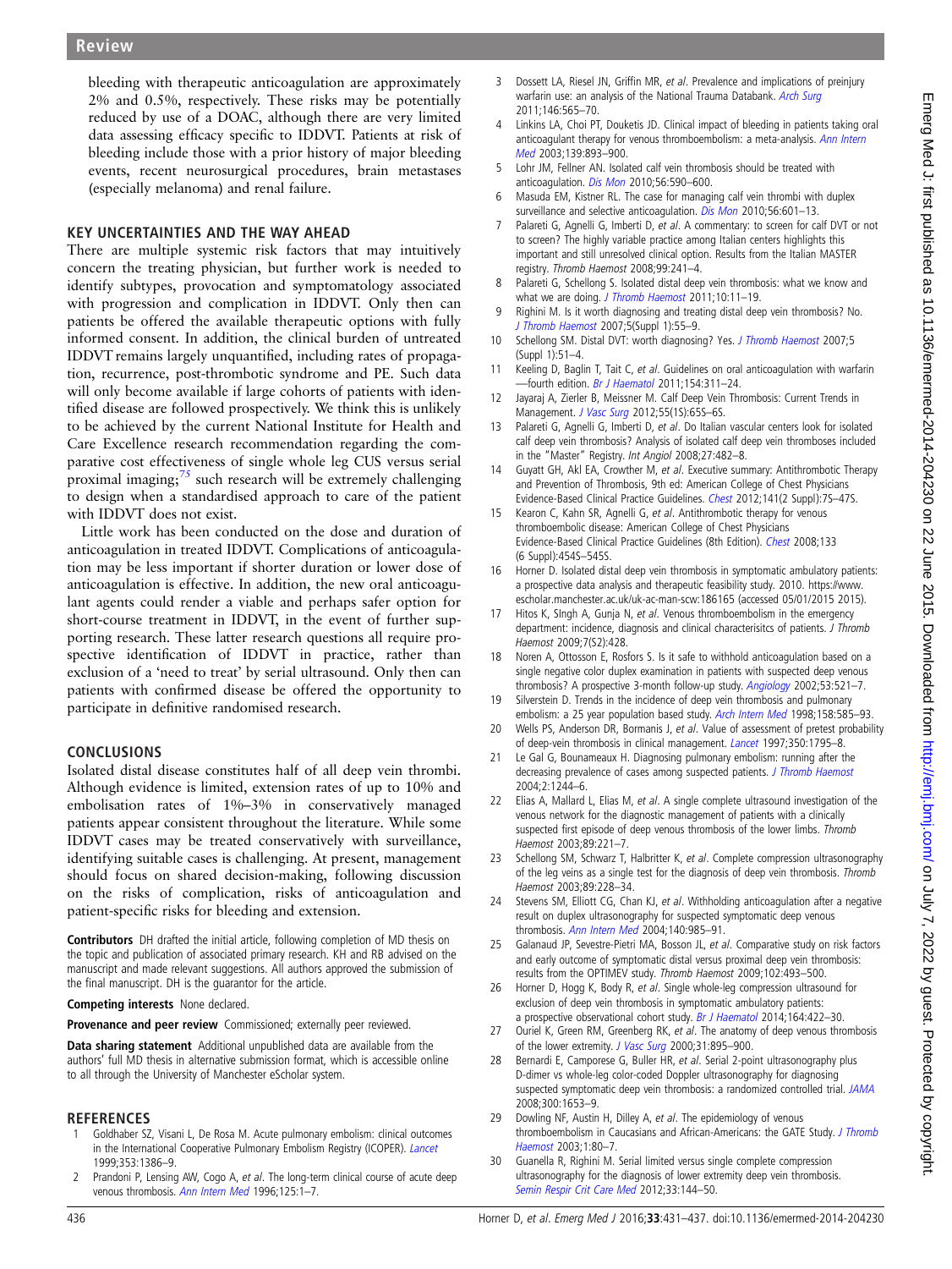bleeding with therapeutic anticoagulation are approximately 2% and 0.5%, respectively. These risks may be potentially reduced by use of a DOAC, although there are very limited data assessing efficacy specific to IDDVT. Patients at risk of bleeding include those with a prior history of major bleeding events, recent neurosurgical procedures, brain metastases (especially melanoma) and renal failure.

## KEY UNCERTAINTIES AND THE WAY AHEAD

There are multiple systemic risk factors that may intuitively concern the treating physician, but further work is needed to identify subtypes, provocation and symptomatology associated with progression and complication in IDDVT. Only then can patients be offered the available therapeutic options with fully informed consent. In addition, the clinical burden of untreated IDDVT remains largely unquantified, including rates of propagation, recurrence, post-thrombotic syndrome and PE. Such data will only become available if large cohorts of patients with identified disease are followed prospectively. We think this is unlikely to be achieved by the current National Institute for Health and Care Excellence research recommendation regarding the comparative cost effectiveness of single whole leg CUS versus serial proximal imaging;[75] such research will be extremely challenging to design when a standardised approach to care of the patient with IDDVT does not exist.

Little work has been conducted on the dose and duration of anticoagulation in treated IDDVT. Complications of anticoagulation may be less important if shorter duration or lower dose of anticoagulation is effective. In addition, the new oral anticoagulant agents could render a viable and perhaps safer option for short-course treatment in IDDVT, in the event of further supporting research. These latter research questions all require prospective identification of IDDVT in practice, rather than exclusion of a 'need to treat' by serial ultrasound. Only then can patients with confirmed disease be offered the opportunity to participate in definitive randomised research.

## CONCLUSIONS

Isolated distal disease constitutes half of all deep vein thrombi. Although evidence is limited, extension rates of up to 10% and embolisation rates of 1%–3% in conservatively managed patients appear consistent throughout the literature. While some IDDVT cases may be treated conservatively with surveillance, identifying suitable cases is challenging. At present, management should focus on shared decision-making, following discussion on the risks of complication, risks of anticoagulation and patient-specific risks for bleeding and extension.

**Contributors** DH drafted the initial article, following completion of MD thesis on the topic and publication of associated primary research. KH and RB advised on the manuscript and made relevant suggestions. All authors approved the submission of the final manuscript. DH is the guarantor for the article.

**Competing interests** None declared.

**Provenance and peer review** Commissioned; externally peer reviewed.

**Data sharing statement** Additional unpublished data are available from the authors' full MD thesis in alternative submission format, which is accessible online to all through the University of Manchester eScholar system.

## REFERENCES

1. Goldhaber SZ, Visani L, De Rosa M. Acute pulmonary embolism: clinical outcomes in the International Cooperative Pulmonary Embolism Registry (ICOPER). *Lancet* 1999;353:1386–9.
2. Prandoni P, Lensing AW, Cogo A, *et al*. The long-term clinical course of acute deep venous thrombosis. *Ann Intern Med* 1996;125:1–7.
3. Dossett LA, Riesel JN, Griffin MR, *et al*. Prevalence and implications of preinjury warfarin use: an analysis of the National Trauma Databank. *Arch Surg* 2011;146:565–70.
4. Linkins LA, Choi PT, Douketis JD. Clinical impact of bleeding in patients taking oral anticoagulant therapy for venous thromboembolism: a meta-analysis. *Ann Intern Med* 2003;139:893–900.
5. Lohr JM, Fellner AN. Isolated calf vein thrombosis should be treated with anticoagulation. *Dis Mon* 2010;56:590–600.
6. Masuda EM, Kistner RL. The case for managing calf vein thrombi with duplex surveillance and selective anticoagulation. *Dis Mon* 2010;56:601–13.
7. Palareti G, Agnelli G, Imberti D, *et al*. A commentary: to screen for calf DVT or not to screen? The highly variable practice among Italian centers highlights this important and still unresolved clinical option. Results from the Italian MASTER registry. *Thromb Haemost* 2008;99:241–4.
8. Palareti G, Schellong S. Isolated distal deep vein thrombosis: what we know and what we are doing. *J Thromb Haemost* 2011;10:11–19.
9. Righini M. Is it worth diagnosing and treating distal deep vein thrombosis? No. *J Thromb Haemost* 2007;5(Suppl 1):55–9.
10. Schellong SM. Distal DVT: worth diagnosing? Yes. *J Thromb Haemost* 2007;5 (Suppl 1):51–4.
11. Keeling D, Baglin T, Tait C, *et al*. Guidelines on oral anticoagulation with warfarin —fourth edition. *Br J Haematol* 2011;154:311–24.
12. Jayaraj A, Zierler B, Meissner M. Calf Deep Vein Thrombosis: Current Trends in Management. *J Vasc Surg* 2012;55(1S):65S–6S.
13. Palareti G, Agnelli G, Imberti D, *et al*. Do Italian vascular centers look for isolated calf deep vein thrombosis? Analysis of isolated calf deep vein thromboses included in the "Master" Registry. *Int Angiol* 2008;27:482–8.
14. Guyatt GH, Akl EA, Crowther M, *et al*. Executive summary: Antithrombotic Therapy and Prevention of Thrombosis, 9th ed: American College of Chest Physicians Evidence-Based Clinical Practice Guidelines. *Chest* 2012;141(2 Suppl):7S–47S.
15. Kearon C, Kahn SR, Agnelli G, *et al*. Antithrombotic therapy for venous thromboembolic disease: American College of Chest Physicians Evidence-Based Clinical Practice Guidelines (8th Edition). *Chest* 2008;133 (6 Suppl):454S–545S.
16. Horner D. Isolated distal deep vein thrombosis in symptomatic ambulatory patients: a prospective data analysis and therapeutic feasibility study. 2010. https://www.escholar.manchester.ac.uk/uk-ac-man-scw:186165 (accessed 05/01/2015 2015).
17. Hitos K, SIngh A, Gunja N, *et al*. Venous thromboembolism in the emergency department: incidence, diagnosis and clinical characterisitcs of patients. *J Thromb Haemost* 2009;7(S2):428.
18. Noren A, Ottosson E, Rosfors S. Is it safe to withhold anticoagulation based on a single negative color duplex examination in patients with suspected deep venous thrombosis? A prospective 3-month follow-up study. *Angiology* 2002;53:521–7.
19. Silverstein D. Trends in the incidence of deep vein thrombosis and pulmonary embolism: a 25 year population based study. *Arch Intern Med* 1998;158:585–93.
20. Wells PS, Anderson DR, Bormanis J, *et al*. Value of assessment of pretest probability of deep-vein thrombosis in clinical management. *Lancet* 1997;350:1795–8.
21. Le Gal G, Bounameaux H. Diagnosing pulmonary embolism: running after the decreasing prevalence of cases among suspected patients. *J Thromb Haemost* 2004;2:1244–6.
22. Elias A, Mallard L, Elias M, *et al*. A single complete ultrasound investigation of the venous network for the diagnostic management of patients with a clinically suspected first episode of deep venous thrombosis of the lower limbs. *Thromb Haemost* 2003;89:221–7.
23. Schellong SM, Schwarz T, Halbritter K, *et al*. Complete compression ultrasonography of the leg veins as a single test for the diagnosis of deep vein thrombosis. *Thromb Haemost* 2003;89:228–34.
24. Stevens SM, Elliott CG, Chan KJ, *et al*. Withholding anticoagulation after a negative result on duplex ultrasonography for suspected symptomatic deep venous thrombosis. *Ann Intern Med* 2004;140:985–91.
25. Galanaud JP, Sevestre-Pietri MA, Bosson JL, *et al*. Comparative study on risk factors and early outcome of symptomatic distal versus proximal deep vein thrombosis: results from the OPTIMEV study. *Thromb Haemost* 2009;102:493–500.
26. Horner D, Hogg K, Body R, *et al*. Single whole-leg compression ultrasound for exclusion of deep vein thrombosis in symptomatic ambulatory patients: a prospective observational cohort study. *Br J Haematol* 2014;164:422–30.
27. Ouriel K, Green RM, Greenberg RK, *et al*. The anatomy of deep venous thrombosis of the lower extremity. *J Vasc Surg* 2000;31:895–900.
28. Bernardi E, Camporese G, Buller HR, *et al*. Serial 2-point ultrasonography plus D-dimer vs whole-leg color-coded Doppler ultrasonography for diagnosing suspected symptomatic deep vein thrombosis: a randomized controlled trial. *JAMA* 2008;300:1653–9.
29. Dowling NF, Austin H, Dilley A, *et al*. The epidemiology of venous thromboembolism in Caucasians and African-Americans: the GATE Study. *J Thromb Haemost* 2003;1:80–7.
30. Guanella R, Righini M. Serial limited versus single complete compression ultrasonography for the diagnosis of lower extremity deep vein thrombosis. *Semin Respir Crit Care Med* 2012;33:144–50.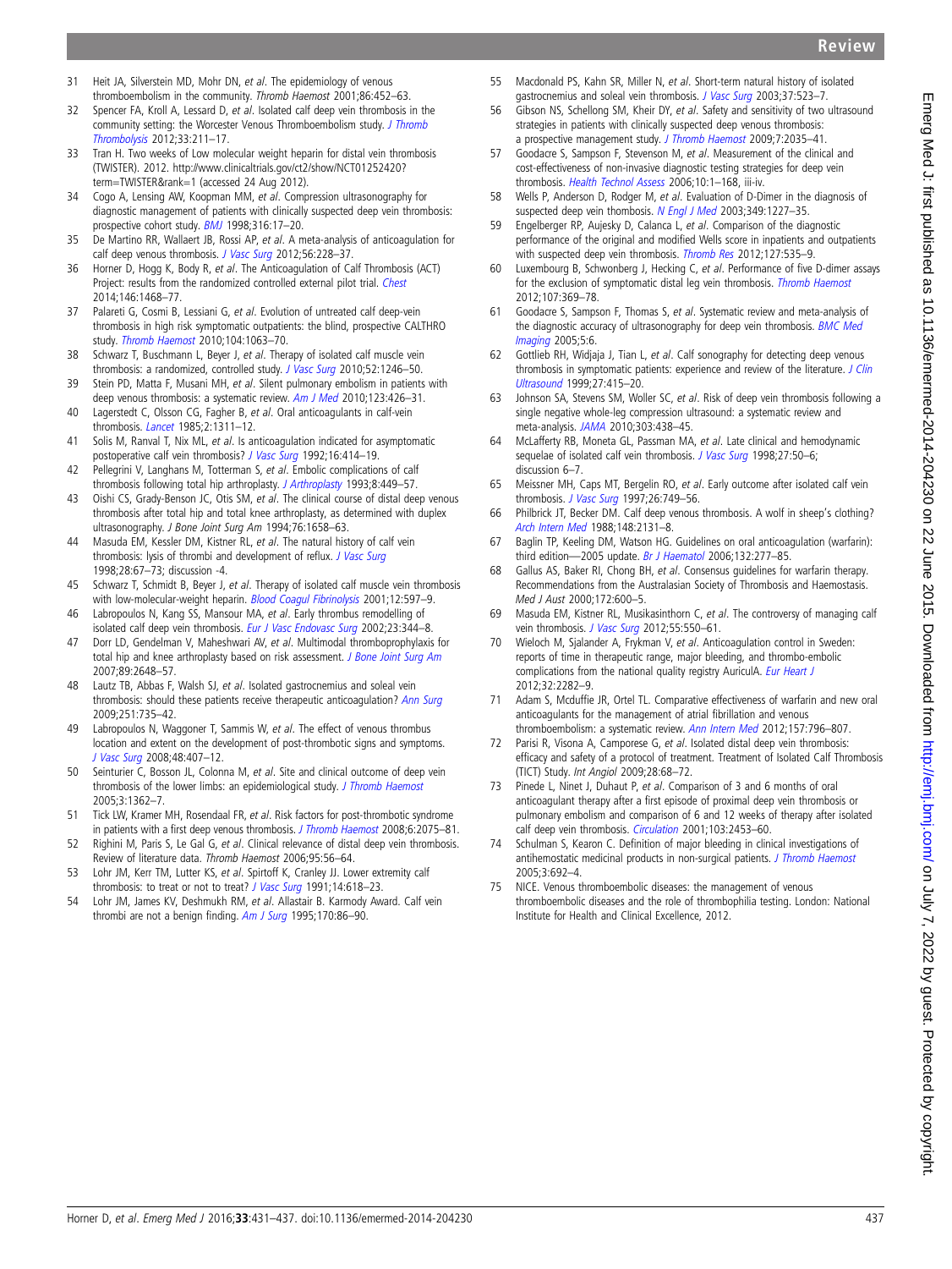31 Heit JA, Silverstein MD, Mohr DN, *et al*. The epidemiology of venous thromboembolism in the community. *Thromb Haemost* 2001;86:452–63.

32 Spencer FA, Kroll A, Lessard D, *et al*. Isolated calf deep vein thrombosis in the community setting: the Worcester Venous Thromboembolism study. *J Thromb Thrombolysis* 2012;33:211–17.

33 Tran H. Two weeks of Low molecular weight heparin for distal vein thrombosis (TWISTER). 2012. http://www.clinicaltrials.gov/ct2/show/NCT01252420?term=TWISTER&rank=1 (accessed 24 Aug 2012).

34 Cogo A, Lensing AW, Koopman MM, *et al*. Compression ultrasonography for diagnostic management of patients with clinically suspected deep vein thrombosis: prospective cohort study. *BMJ* 1998;316:17–20.

35 De Martino RR, Wallaert JB, Rossi AP, *et al*. A meta-analysis of anticoagulation for calf deep venous thrombosis. *J Vasc Surg* 2012;56:228–37.

36 Horner D, Hogg K, Body R, *et al*. The Anticoagulation of Calf Thrombosis (ACT) Project: results from the randomized controlled external pilot trial. *Chest* 2014;146:1468–77.

37 Palareti G, Cosmi B, Lessiani G, *et al*. Evolution of untreated calf deep-vein thrombosis in high risk symptomatic outpatients: the blind, prospective CALTHRO study. *Thromb Haemost* 2010;104:1063–70.

38 Schwarz T, Buschmann L, Beyer J, *et al*. Therapy of isolated calf muscle vein thrombosis: a randomized, controlled study. *J Vasc Surg* 2010;52:1246–50.

39 Stein PD, Matta F, Musani MH, *et al*. Silent pulmonary embolism in patients with deep venous thrombosis: a systematic review. *Am J Med* 2010;123:426–31.

40 Lagerstedt C, Olsson CG, Fagher B, *et al*. Oral anticoagulants in calf-vein thrombosis. *Lancet* 1985;2:1311–12.

41 Solis M, Ranval T, Nix ML, *et al*. Is anticoagulation indicated for asymptomatic postoperative calf vein thrombosis? *J Vasc Surg* 1992;16:414–19.

42 Pellegrini V, Langhans M, Totterman S, *et al*. Embolic complications of calf thrombosis following total hip arthroplasty. *J Arthroplasty* 1993;8:449–57.

43 Oishi CS, Grady-Benson JC, Otis SM, *et al*. The clinical course of distal deep venous thrombosis after total hip and total knee arthroplasty, as determined with duplex ultrasonography. *J Bone Joint Surg Am* 1994;76:1658–63.

44 Masuda EM, Kessler DM, Kistner RL, *et al*. The natural history of calf vein thrombosis: lysis of thrombi and development of reflux. *J Vasc Surg* 1998;28:67–73; discussion -4.

45 Schwarz T, Schmidt B, Beyer J, *et al*. Therapy of isolated calf muscle vein thrombosis with low-molecular-weight heparin. *Blood Coagul Fibrinolysis* 2001;12:597–9.

46 Labropoulos N, Kang SS, Mansour MA, *et al*. Early thrombus remodelling of isolated calf deep vein thrombosis. *Eur J Vasc Endovasc Surg* 2002;23:344–8.

47 Dorr LD, Gendelman V, Maheshwari AV, *et al*. Multimodal thromboprophylaxis for total hip and knee arthroplasty based on risk assessment. *J Bone Joint Surg Am* 2007;89:2648–57.

48 Lautz TB, Abbas F, Walsh SJ, *et al*. Isolated gastrocnemius and soleal vein thrombosis: should these patients receive therapeutic anticoagulation? *Ann Surg* 2009;251:735–42.

49 Labropoulos N, Waggoner T, Sammis W, *et al*. The effect of venous thrombus location and extent on the development of post-thrombotic signs and symptoms. *J Vasc Surg* 2008;48:407–12.

50 Seinturier C, Bosson JL, Colonna M, *et al*. Site and clinical outcome of deep vein thrombosis of the lower limbs: an epidemiological study. *J Thromb Haemost* 2005;3:1362–7.

51 Tick LW, Kramer MH, Rosendaal FR, *et al*. Risk factors for post-thrombotic syndrome in patients with a first deep venous thrombosis. *J Thromb Haemost* 2008;6:2075–81.

52 Righini M, Paris S, Le Gal G, *et al*. Clinical relevance of distal deep vein thrombosis. Review of literature data. *Thromb Haemost* 2006;95:56–64.

53 Lohr JM, Kerr TM, Lutter KS, *et al*. Spirtoff K, Cranley JJ. Lower extremity calf thrombosis: to treat or not to treat? *J Vasc Surg* 1991;14:618–23.

54 Lohr JM, James KV, Deshmukh RM, *et al*. Allastair B. Karmody Award. Calf vein thrombi are not a benign finding. *Am J Surg* 1995;170:86–90.

55 Macdonald PS, Kahn SR, Miller N, *et al*. Short-term natural history of isolated gastrocnemius and soleal vein thrombosis. *J Vasc Surg* 2003;37:523–7.

56 Gibson NS, Schellong SM, Kheir DY, *et al*. Safety and sensitivity of two ultrasound strategies in patients with clinically suspected deep venous thrombosis: a prospective management study. *J Thromb Haemost* 2009;7:2035–41.

57 Goodacre S, Sampson F, Stevenson M, *et al*. Measurement of the clinical and cost-effectiveness of non-invasive diagnostic testing strategies for deep vein thrombosis. *Health Technol Assess* 2006;10:1–168, iii-iv.

58 Wells P, Anderson D, Rodger M, *et al*. Evaluation of D-Dimer in the diagnosis of suspected deep vein thrombosis. *N Engl J Med* 2003;349:1227–35.

59 Engelberger RP, Aujesky D, Calanca L, *et al*. Comparison of the diagnostic performance of the original and modified Wells score in inpatients and outpatients with suspected deep vein thrombosis. *Thromb Res* 2012;127:535–9.

60 Luxembourg B, Schwonberg J, Hecking C, *et al*. Performance of five D-dimer assays for the exclusion of symptomatic distal leg vein thrombosis. *Thromb Haemost* 2012;107:369–78.

61 Goodacre S, Sampson F, Thomas S, *et al*. Systematic review and meta-analysis of the diagnostic accuracy of ultrasonography for deep vein thrombosis. *BMC Med Imaging* 2005;5:6.

62 Gottlieb RH, Widjaja J, Tian L, *et al*. Calf sonography for detecting deep venous thrombosis in symptomatic patients: experience and review of the literature. *J Clin Ultrasound* 1999;27:415–20.

63 Johnson SA, Stevens SM, Woller SC, *et al*. Risk of deep vein thrombosis following a single negative whole-leg compression ultrasound: a systematic review and meta-analysis. *JAMA* 2010;303:438–45.

64 McLafferty RB, Moneta GL, Passman MA, *et al*. Late clinical and hemodynamic sequelae of isolated calf vein thrombosis. *J Vasc Surg* 1998;27:50–6; discussion 6–7.

65 Meissner MH, Caps MT, Bergelin RO, *et al*. Early outcome after isolated calf vein thrombosis. *J Vasc Surg* 1997;26:749–56.

66 Philbrick JT, Becker DM. Calf deep venous thrombosis. A wolf in sheep's clothing? *Arch Intern Med* 1988;148:2131–8.

67 Baglin TP, Keeling DM, Watson HG. Guidelines on oral anticoagulation (warfarin): third edition—2005 update. *Br J Haematol* 2006;132:277–85.

68 Gallus AS, Baker RI, Chong BH, *et al*. Consensus guidelines for warfarin therapy. Recommendations from the Australasian Society of Thrombosis and Haemostasis. *Med J Aust* 2000;172:600–5.

69 Masuda EM, Kistner RL, Musikasinthorn C, *et al*. The controversy of managing calf vein thrombosis. *J Vasc Surg* 2012;55:550–61.

70 Wieloch M, Sjalander A, Frykman V, *et al*. Anticoagulation control in Sweden: reports of time in therapeutic range, major bleeding, and thrombo-embolic complications from the national quality registry AuriculA. *Eur Heart J* 2012;32:2282–9.

71 Adam S, Mcduffie JR, Ortel TL. Comparative effectiveness of warfarin and new oral anticoagulants for the management of atrial fibrillation and venous thromboembolism: a systematic review. *Ann Intern Med* 2012;157:796–807.

72 Parisi R, Visona A, Camporese G, *et al*. Isolated distal deep vein thrombosis: efficacy and safety of a protocol of treatment. Treatment of Isolated Calf Thrombosis (TICT) Study. *Int Angiol* 2009;28:68–72.

73 Pinede L, Ninet J, Duhaut P, *et al*. Comparison of 3 and 6 months of oral anticoagulant therapy after a first episode of proximal deep vein thrombosis or pulmonary embolism and comparison of 6 and 12 weeks of therapy after isolated calf deep vein thrombosis. *Circulation* 2001;103:2453–60.

74 Schulman S, Kearon C. Definition of major bleeding in clinical investigations of antihemostatic medicinal products in non-surgical patients. *J Thromb Haemost* 2005;3:692–4.

75 NICE. Venous thromboembolic diseases: the management of venous thromboembolic diseases and the role of thrombophilia testing. London: National Institute for Health and Clinical Excellence, 2012.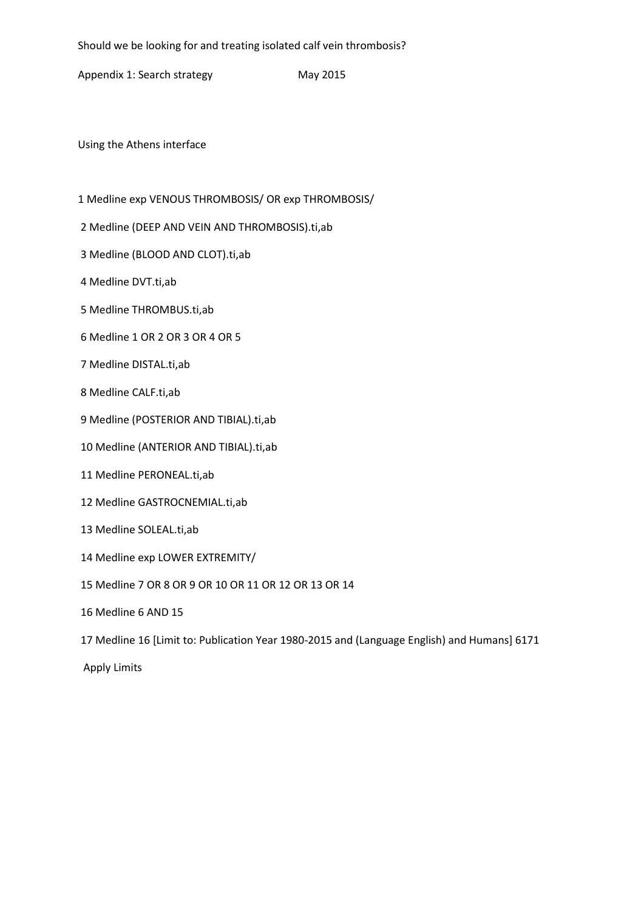Should we be looking for and treating isolated calf vein thrombosis?

Appendix 1: Search strategy May 2015

Using the Athens interface

1 Medline exp VENOUS THROMBOSIS/ OR exp THROMBOSIS/

2 Medline (DEEP AND VEIN AND THROMBOSIS).ti,ab

3 Medline (BLOOD AND CLOT).ti,ab

4 Medline DVT.ti,ab

5 Medline THROMBUS.ti,ab

6 Medline 1 OR 2 OR 3 OR 4 OR 5

7 Medline DISTAL.ti,ab

8 Medline CALF.ti,ab

9 Medline (POSTERIOR AND TIBIAL).ti,ab

10 Medline (ANTERIOR AND TIBIAL).ti,ab

11 Medline PERONEAL.ti,ab

12 Medline GASTROCNEMIAL.ti,ab

13 Medline SOLEAL.ti,ab

14 Medline exp LOWER EXTREMITY/

15 Medline 7 OR 8 OR 9 OR 10 OR 11 OR 12 OR 13 OR 14

16 Medline 6 AND 15

17 Medline 16 [Limit to: Publication Year 1980-2015 and (Language English) and Humans] 6171

Apply Limits